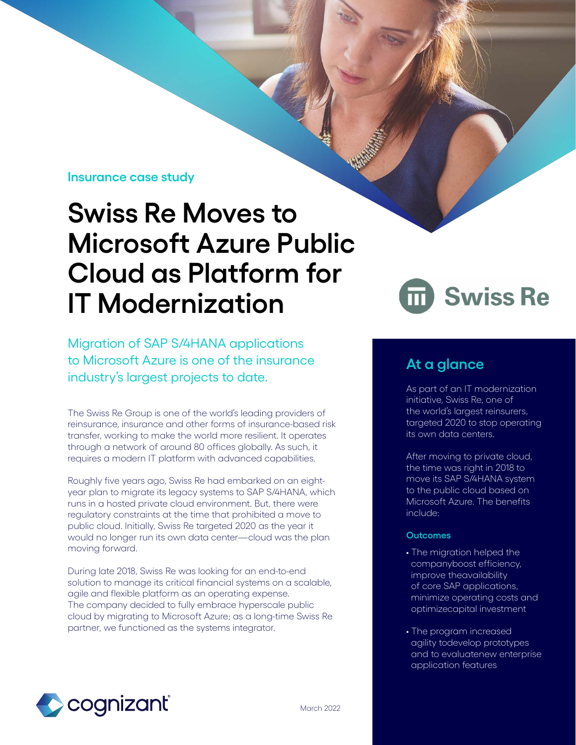Insurance case study

# Swiss Re Moves to Microsoft Azure Public Cloud as Platform for IT Modernization

Migration of SAP S/4HANA applications to Microsoft Azure is one of the insurance industry's largest projects to date.

The Swiss Re Group is one of the world's leading providers of reinsurance, insurance and other forms of insurance-based risk transfer, working to make the world more resilient. It operates through a network of around 80 offices globally. As such, it requires a modern IT platform with advanced capabilities.

Roughly five years ago, Swiss Re had embarked on an eight-year plan to migrate its legacy systems to SAP S/4HANA, which runs in a hosted private cloud environment. But, there were regulatory constraints at the time that prohibited a move to public cloud. Initially, Swiss Re targeted 2020 as the year it would no longer run its own data center—cloud was the plan moving forward.

During late 2018, Swiss Re was looking for an end-to-end solution to manage its critical financial systems on a scalable, agile and flexible platform as an operating expense. The company decided to fully embrace hyperscale public cloud by migrating to Microsoft Azure; as a long-time Swiss Re partner, we functioned as the systems integrator.

## At a glance

As part of an IT modernization initiative, Swiss Re, one of the world's largest reinsurers, targeted 2020 to stop operating its own data centers.

After moving to private cloud, the time was right in 2018 to move its SAP S/4HANA system to the public cloud based on Microsoft Azure. The benefits include:

### Outcomes

- The migration helped the companyboost efficiency, improve theavailability of core SAP applications, minimize operating costs and optimizecapital investment
- The program increased agility todevelop prototypes and to evaluatenew enterprise application features

March 2022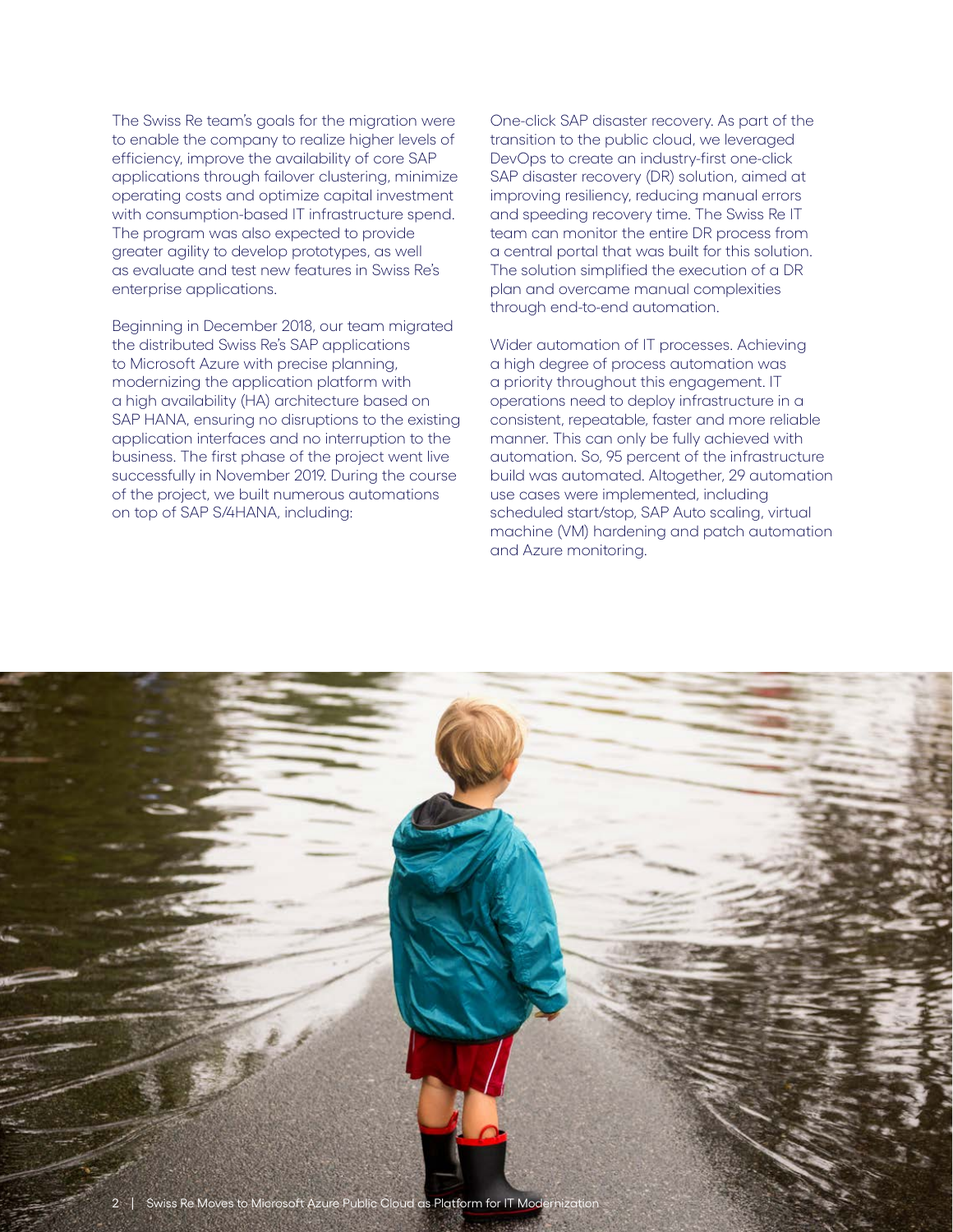The Swiss Re team's goals for the migration were to enable the company to realize higher levels of efficiency, improve the availability of core SAP applications through failover clustering, minimize operating costs and optimize capital investment with consumption-based IT infrastructure spend. The program was also expected to provide greater agility to develop prototypes, as well as evaluate and test new features in Swiss Re's enterprise applications.

Beginning in December 2018, our team migrated the distributed Swiss Re's SAP applications to Microsoft Azure with precise planning, modernizing the application platform with a high availability (HA) architecture based on SAP HANA, ensuring no disruptions to the existing application interfaces and no interruption to the business. The first phase of the project went live successfully in November 2019. During the course of the project, we built numerous automations on top of SAP S/4HANA, including:

One-click SAP disaster recovery. As part of the transition to the public cloud, we leveraged DevOps to create an industry-first one-click SAP disaster recovery (DR) solution, aimed at improving resiliency, reducing manual errors and speeding recovery time. The Swiss Re IT team can monitor the entire DR process from a central portal that was built for this solution. The solution simplified the execution of a DR plan and overcame manual complexities through end-to-end automation.

Wider automation of IT processes. Achieving a high degree of process automation was a priority throughout this engagement. IT operations need to deploy infrastructure in a consistent, repeatable, faster and more reliable manner. This can only be fully achieved with automation. So, 95 percent of the infrastructure build was automated. Altogether, 29 automation use cases were implemented, including scheduled start/stop, SAP Auto scaling, virtual machine (VM) hardening and patch automation and Azure monitoring.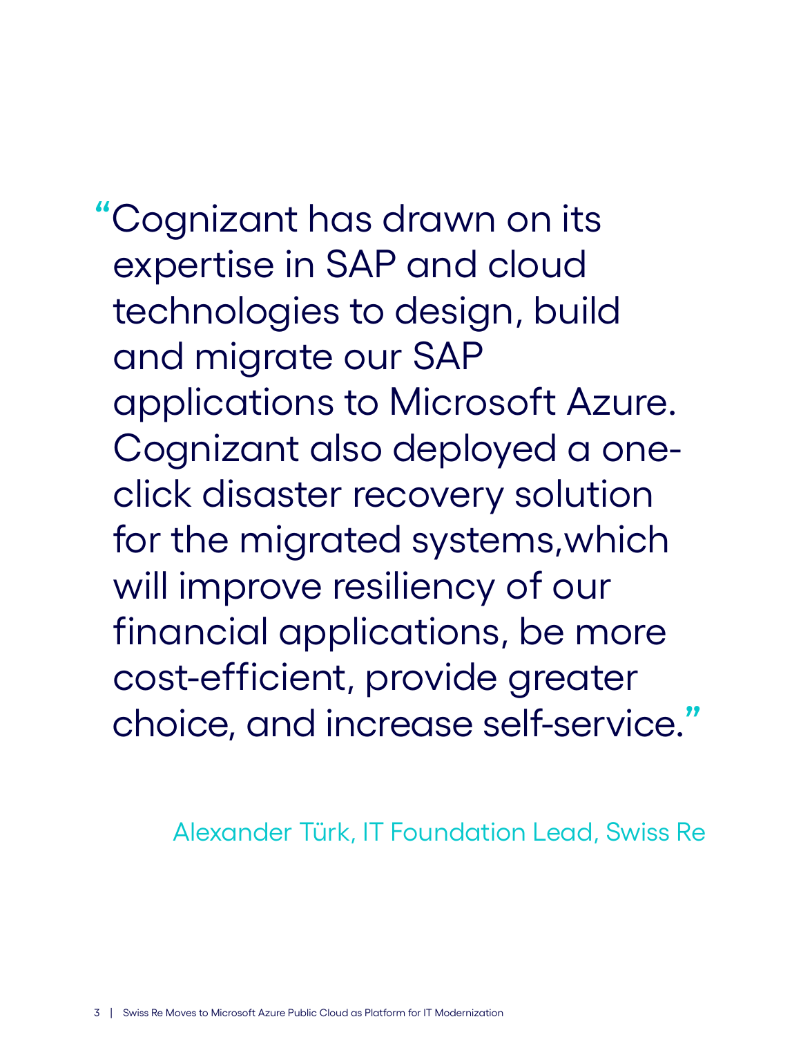> "Cognizant has drawn on its expertise in SAP and cloud technologies to design, build and migrate our SAP applications to Microsoft Azure. Cognizant also deployed a one-click disaster recovery solution for the migrated systems,which will improve resiliency of our financial applications, be more cost-efficient, provide greater choice, and increase self-service."

Alexander Türk, IT Foundation Lead, Swiss Re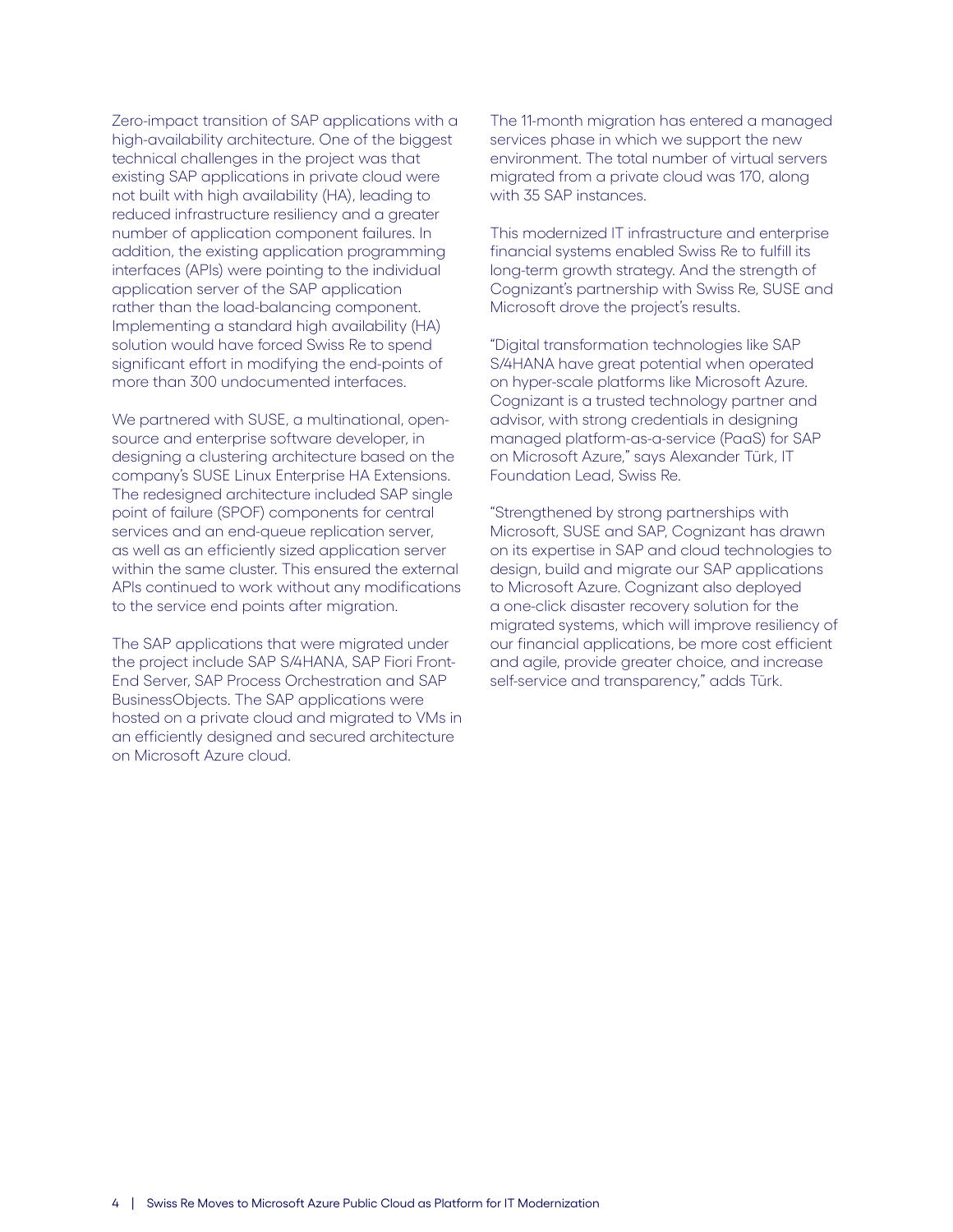Zero-impact transition of SAP applications with a high-availability architecture. One of the biggest technical challenges in the project was that existing SAP applications in private cloud were not built with high availability (HA), leading to reduced infrastructure resiliency and a greater number of application component failures. In addition, the existing application programming interfaces (APIs) were pointing to the individual application server of the SAP application rather than the load-balancing component. Implementing a standard high availability (HA) solution would have forced Swiss Re to spend significant effort in modifying the end-points of more than 300 undocumented interfaces.

We partnered with SUSE, a multinational, open-source and enterprise software developer, in designing a clustering architecture based on the company's SUSE Linux Enterprise HA Extensions. The redesigned architecture included SAP single point of failure (SPOF) components for central services and an end-queue replication server, as well as an efficiently sized application server within the same cluster. This ensured the external APIs continued to work without any modifications to the service end points after migration.

The SAP applications that were migrated under the project include SAP S/4HANA, SAP Fiori Front-End Server, SAP Process Orchestration and SAP BusinessObjects. The SAP applications were hosted on a private cloud and migrated to VMs in an efficiently designed and secured architecture on Microsoft Azure cloud.

The 11-month migration has entered a managed services phase in which we support the new environment. The total number of virtual servers migrated from a private cloud was 170, along with 35 SAP instances.

This modernized IT infrastructure and enterprise financial systems enabled Swiss Re to fulfill its long-term growth strategy. And the strength of Cognizant's partnership with Swiss Re, SUSE and Microsoft drove the project's results.

"Digital transformation technologies like SAP S/4HANA have great potential when operated on hyper-scale platforms like Microsoft Azure. Cognizant is a trusted technology partner and advisor, with strong credentials in designing managed platform-as-a-service (PaaS) for SAP on Microsoft Azure," says Alexander Türk, IT Foundation Lead, Swiss Re.

"Strengthened by strong partnerships with Microsoft, SUSE and SAP, Cognizant has drawn on its expertise in SAP and cloud technologies to design, build and migrate our SAP applications to Microsoft Azure. Cognizant also deployed a one-click disaster recovery solution for the migrated systems, which will improve resiliency of our financial applications, be more cost efficient and agile, provide greater choice, and increase self-service and transparency," adds Türk.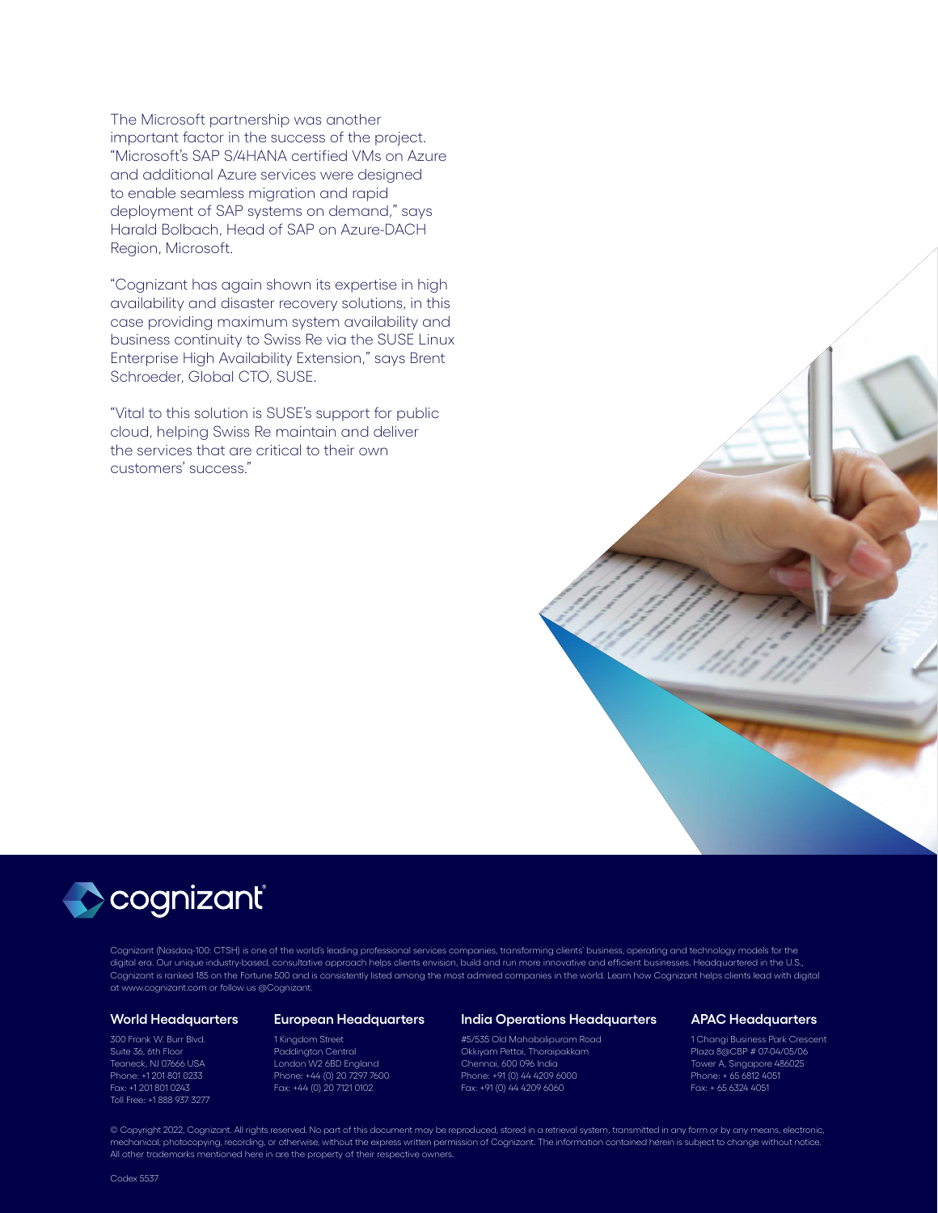The Microsoft partnership was another important factor in the success of the project. "Microsoft's SAP S/4HANA certified VMs on Azure and additional Azure services were designed to enable seamless migration and rapid deployment of SAP systems on demand," says Harald Bolbach, Head of SAP on Azure-DACH Region, Microsoft.

"Cognizant has again shown its expertise in high availability and disaster recovery solutions, in this case providing maximum system availability and business continuity to Swiss Re via the SUSE Linux Enterprise High Availability Extension," says Brent Schroeder, Global CTO, SUSE.

"Vital to this solution is SUSE's support for public cloud, helping Swiss Re maintain and deliver the services that are critical to their own customers' success."

cognizant

Cognizant (Nasdaq-100: CTSH) is one of the world's leading professional services companies, transforming clients' business, operating and technology models for the digital era. Our unique industry-based, consultative approach helps clients envision, build and run more innovative and efficient businesses. Headquartered in the U.S., Cognizant is ranked 185 on the Fortune 500 and is consistently listed among the most admired companies in the world. Learn how Cognizant helps clients lead with digital at www.cognizant.com or follow us @Cognizant.

#### World Headquarters

300 Frank W. Burr Blvd.
Suite 36, 6th Floor
Teaneck, NJ 07666 USA
Phone: +1 201 801 0233
Fax: +1 201 801 0243
Toll Free: +1 888 937 3277

#### European Headquarters

1 Kingdom Street
Paddington Central
London W2 6BD England
Phone: +44 (0) 20 7297 7600
Fax: +44 (0) 20 7121 0102

#### India Operations Headquarters

#5/535 Old Mahabalipuram Road
Okkiyam Pettai, Thoraipakkam
Chennai, 600 096 India
Phone: +91 (0) 44 4209 6000
Fax: +91 (0) 44 4209 6060

#### APAC Headquarters

1 Changi Business Park Crescent
Plaza 8@CBP # 07-04/05/06
Tower A, Singapore 486025
Phone: + 65 6812 4051
Fax: + 65 6324 4051

© Copyright 2022, Cognizant. All rights reserved. No part of this document may be reproduced, stored in a retrieval system, transmitted in any form or by any means, electronic, mechanical, photocopying, recording, or otherwise, without the express written permission of Cognizant. The information contained herein is subject to change without notice. All other trademarks mentioned here in are the property of their respective owners.

Codex 5537